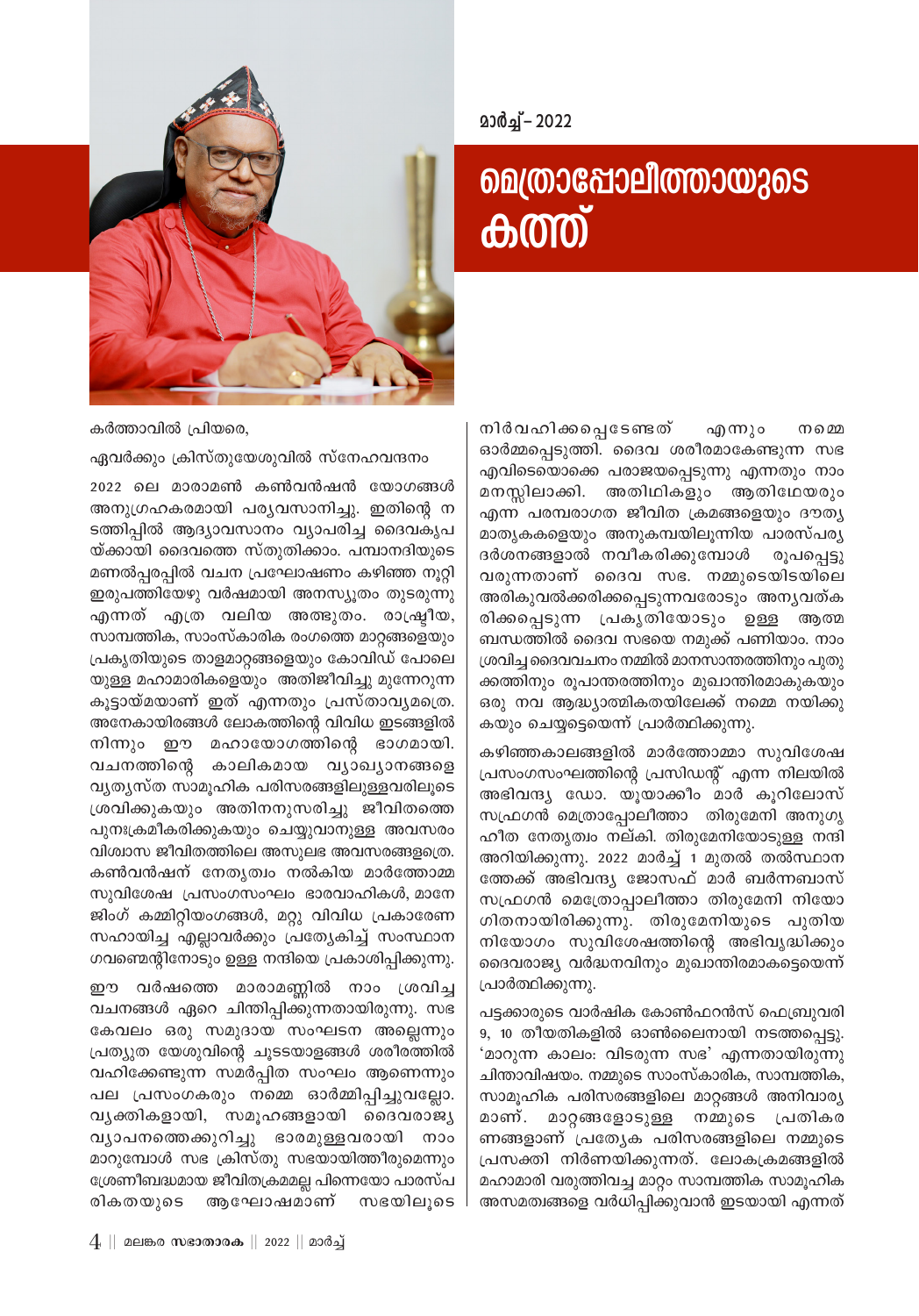മാർച്ച് – 2022

# മെത്രാപ്പോലീത്തായുടെ കത്ത്

കർത്താവിൽ പ്രിയരെ,

ഏവർക്കും ക്രിസ്തുയേശുവിൽ സ്നേഹവന്ദനം

2022 ലെ മാരാമൺ കൺവൻഷൻ യോഗങ്ങൾ അനുഗ്രഹകരമായി പര്യവസാനിച്ചു. ഇതിന്റെ നടത്തിപ്പിൽ ആദ്യാവസാനം വ്യാപരിച്ച ദൈവകൃപയ്ക്കായി ദൈവത്തെ സ്തുതിക്കാം. പമ്പാനദിയുടെ മണൽപ്പരപ്പിൽ വചന പ്രഘോഷണം കഴിഞ്ഞ നൂറ്റി ഇരുപത്തിയേഴു വർഷമായി അനസ്യൂതം തുടരുന്നു എന്നത് എത്ര വലിയ അത്ഭുതം. രാഷ്ട്രീയ, സാമ്പത്തിക, സാംസ്കാരിക രംഗത്തെ മാറ്റങ്ങളെയും പ്രകൃതിയുടെ താളമാറ്റങ്ങളെയും കോവിഡ് പോലെയുള്ള മഹാമാരികളെയും അതിജീവിച്ചു മുന്നേറുന്ന കൂട്ടായ്മയാണ് ഇത് എന്നതും പ്രസ്താവ്യമത്രെ. അനേകായിരങ്ങൾ ലോകത്തിന്റെ വിവിധ ഇടങ്ങളിൽ നിന്നും ഈ മഹായോഗത്തിന്റെ ഭാഗമായി. വചനത്തിന്റെ കാലികമായ വ്യാഖ്യാനങ്ങളെ വ്യത്യസ്ത സാമൂഹിക പരിസരങ്ങളിലുള്ളവരിലൂടെ ശ്രവിക്കുകയും അതിനനുസരിച്ചു ജീവിതത്തെ പുനഃക്രമീകരിക്കുകയും ചെയ്യുവാനുള്ള അവസരം വിശ്വാസ ജീവിതത്തിലെ അസുലഭ അവസരങ്ങളത്രെ. കൺവൻഷന് നേതൃത്വം നൽകിയ മാർത്തോമ്മ സുവിശേഷ പ്രസംഗസംഘം ഭാരവാഹികൾ, മാനേജിംഗ് കമ്മിറ്റിയംഗങ്ങൾ, മറ്റു വിവിധ പ്രകാരേണ സഹായിച്ച എല്ലാവർക്കും പ്രത്യേകിച്ച് സംസ്ഥാന ഗവണ്മെന്റിനോടും ഉള്ള നന്ദിയെ പ്രകാശിപ്പിക്കുന്നു.

ഈ വർഷത്തെ മാരാമണ്ണിൽ നാം ശ്രവിച്ച വചനങ്ങൾ ഏറെ ചിന്തിപ്പിക്കുന്നതായിരുന്നു. സഭ കേവലം ഒരു സമുദായ സംഘടന അല്ലെന്നും പ്രത്യുത യേശുവിന്റെ ചുടടയാളങ്ങൾ ശരീരത്തിൽ വഹിക്കേണ്ടുന്ന സമർപ്പിത സംഘം ആണെന്നും പല പ്രസംഗകരും നമ്മെ ഓർമ്മിപ്പിച്ചുവല്ലോ. വ്യക്തികളായി, സമൂഹങ്ങളായി ദൈവരാജ്യ വ്യാപനത്തെക്കുറിച്ചു ഭാരമുള്ളവരായി നാം മാറുമ്പോൾ സഭ ക്രിസ്തു സഭയായിത്തീരുമെന്നും ശ്രേണീബദ്ധമായ ജീവിതക്രമമല്ല പിന്നെയോ പാരസ്പരികതയുടെ ആഘോഷമാണ് സഭയിലൂടെ നിർവഹിക്കപ്പെടേണ്ടത് എന്നും നമ്മെ ഓർമ്മപ്പെടുത്തി. ദൈവ ശരീരമാകേണ്ടുന്ന സഭ എവിടെയൊക്കെ പരാജയപ്പെടുന്നു എന്നതും നാം മനസ്സിലാക്കി. അതിഥികളും ആതിഥേയരും എന്ന പരമ്പരാഗത ജീവിത ക്രമങ്ങളെയും ദൗത്യ മാതൃകകളെയും അനുകമ്പയിലൂന്നിയ പാരസ്പര്യ ദർശനങ്ങളാൽ നവീകരിക്കുമ്പോൾ രൂപപ്പെട്ടു വരുന്നതാണ് ദൈവ സഭ. നമ്മുടെയിടയിലെ അരികുവൽക്കരിക്കപ്പെടുന്നവരോടും അന്യവത്കരിക്കപ്പെടുന്ന പ്രകൃതിയോടും ഉള്ള ആത്മ ബന്ധത്തിൽ ദൈവ സഭയെ നമുക്ക് പണിയാം. നാം ശ്രവിച്ച ദൈവവചനം നമ്മിൽ മാനസാന്തരത്തിനും പുതുക്കത്തിനും രൂപാന്തരത്തിനും മുഖാന്തിരമാകുകയും ഒരു നവ ആദ്ധ്യാത്മികതയിലേക്ക് നമ്മെ നയിക്കുകയും ചെയ്യട്ടെയെന്ന് പ്രാർത്ഥിക്കുന്നു.

കഴിഞ്ഞകാലങ്ങളിൽ മാർത്തോമ്മാ സുവിശേഷ പ്രസംഗസംഘത്തിന്റെ പ്രസിഡന്റ് എന്ന നിലയിൽ അഭിവന്ദ്യ ഡോ. യൂയാക്കീം മാർ കൂറിലോസ് സഫ്രഗൻ മെത്രാപ്പോലീത്താ തിരുമേനി അനുഗൃഹീത നേതൃത്വം നല്കി. തിരുമേനിയോടുള്ള നന്ദി അറിയിക്കുന്നു. 2022 മാർച്ച് 1 മുതൽ തൽസ്ഥാനത്തേക്ക് അഭിവന്ദ്യ ജോസഫ് മാർ ബർന്നബാസ് സഫ്രഗൻ മെത്രോപ്പാലീത്താ തിരുമേനി നിയോഗിതനായിരിക്കുന്നു. തിരുമേനിയുടെ പുതിയ നിയോഗം സുവിശേഷത്തിന്റെ അഭിവൃദ്ധിക്കും ദൈവരാജ്യ വർദ്ധനവിനും മുഖാന്തിരമാകട്ടെയെന്ന് പ്രാർത്ഥിക്കുന്നു.

പട്ടക്കാരുടെ വാർഷിക കോൺഫറൻസ് ഫെബ്രുവരി 9, 10 തീയതികളിൽ ഓൺലൈനായി നടത്തപ്പെട്ടു. 'മാറുന്ന കാലം: വിടരുന്ന സഭ' എന്നതായിരുന്നു ചിന്താവിഷയം. നമ്മുടെ സാംസ്കാരിക, സാമ്പത്തിക, സാമൂഹിക പരിസരങ്ങളിലെ മാറ്റങ്ങൾ അനിവാര്യമാണ്. മാറ്റങ്ങളോടുള്ള നമ്മുടെ പ്രതികരണങ്ങളാണ് പ്രത്യേക പരിസരങ്ങളിലെ നമ്മുടെ പ്രസക്തി നിർണയിക്കുന്നത്. ലോകക്രമങ്ങളിൽ മഹാമാരി വരുത്തിവച്ച മാറ്റം സാമ്പത്തിക സാമൂഹിക അസമത്വങ്ങളെ വർധിപ്പിക്കുവാൻ ഇടയായി എന്നത്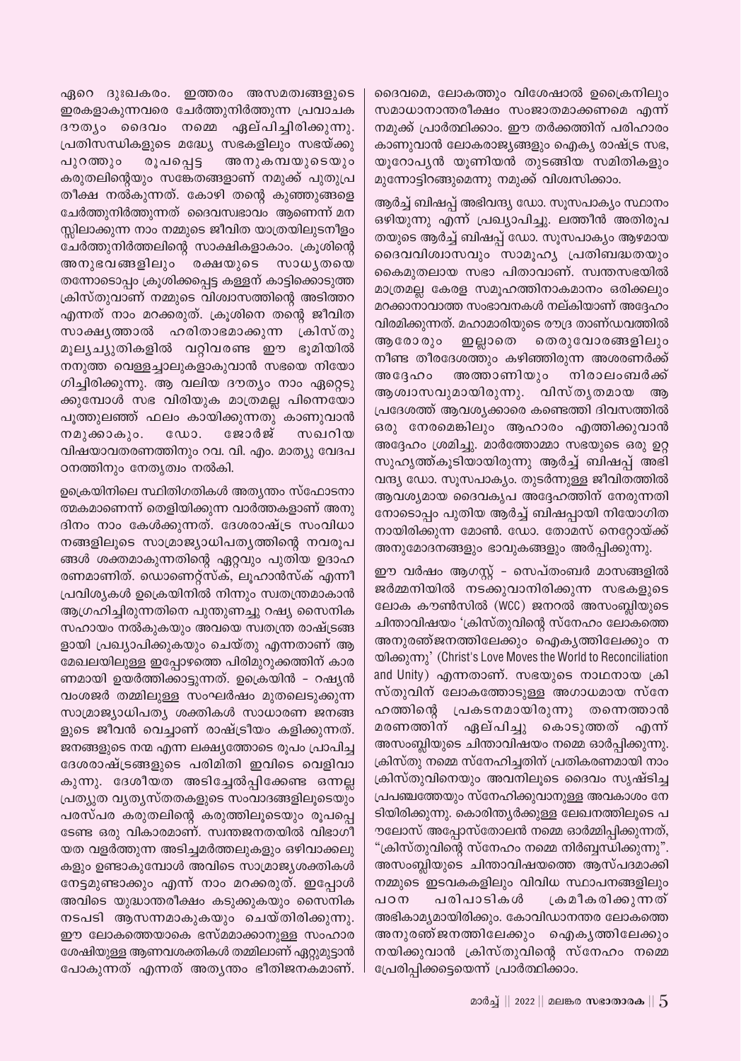ഏറെ ദുഃഖകരം. ഇത്തരം അസമത്വങ്ങളുടെ ഇരകളാകുന്നവരെ ചേർത്തുനിർത്തുന്ന പ്രവാചക ദൗത്യം ദൈവം നമ്മെ ഏല്പിച്ചിരിക്കുന്നു. പ്രതിസന്ധികളുടെ മദ്ധ്യേ സഭകളിലും സഭയ്ക്കു പുറത്തും രൂപപ്പെട്ട അനുകമ്പയുടെയും കരുതലിന്റെയും സങ്കേതങ്ങളാണ് നമുക്ക് പുതുപ്രതീക്ഷ നൽകുന്നത്. കോഴി തന്റെ കുഞ്ഞുങ്ങളെ ചേർത്തുനിർത്തുന്നത് ദൈവസ്വഭാവം ആണെന്ന് മനസ്സിലാക്കുന്ന നാം നമ്മുടെ ജീവിത യാത്രയിലുടനീളം ചേർത്തുനിർത്തലിന്റെ സാക്ഷികളാകാം. ക്രൂശിന്റെ അനുഭവങ്ങളിലും രക്ഷയുടെ സാധ്യതയെ തന്നോടൊപ്പം ക്രൂശിക്കപ്പെട്ട കള്ളന് കാട്ടിക്കൊടുത്ത ക്രിസ്തുവാണ് നമ്മുടെ വിശ്വാസത്തിന്റെ അടിത്തറ എന്നത് നാം മറക്കരുത്. ക്രൂശിനെ തന്റെ ജീവിത സാക്ഷ്യത്താൽ ഹരിതാഭമാക്കുന്ന ക്രിസ്തു മൂല്യച്യുതികളിൽ വറ്റിവരണ്ട ഈ ഭൂമിയിൽ നനുത്ത വെള്ളച്ചാലുകളാകുവാൻ സഭയെ നിയോഗിച്ചിരിക്കുന്നു. ആ വലിയ ദൗത്യം നാം ഏറ്റെടുക്കുമ്പോൾ സഭ വിരിയുക മാത്രമല്ല പിന്നെയോ പൂത്തുലഞ്ഞ് ഫലം കായിക്കുന്നതു കാണുവാൻ നമുക്കാകും. ഡോ. ജോർജ് സഖറിയ വിഷയാവതരണത്തിനും റവ. വി. എം. മാത്യു വേദപഠനത്തിനും നേതൃത്വം നൽകി.

ഉക്രെയിനിലെ സ്ഥിതിഗതികൾ അത്യന്തം സ്ഫോടനാത്മകമാണെന്ന് തെളിയിക്കുന്ന വാർത്തകളാണ് അനുദിനം നാം കേൾക്കുന്നത്. ദേശരാഷ്ട്ര സംവിധാനങ്ങളിലൂടെ സാമ്രാജ്യാധിപത്യത്തിന്റെ നവരൂപങ്ങൾ ശക്തമാകുന്നതിന്റെ ഏറ്റവും പുതിയ ഉദാഹരണമാണിത്. ഡൊണെറ്റ്സ്ക്, ലൂഹാൻസ്ക് എന്നീ പ്രവിശ്യകൾ ഉക്രെയിനിൽ നിന്നും സ്വതന്ത്രമാകാൻ ആഗ്രഹിച്ചിരുന്നതിനെ പുന്തുണച്ചു റഷ്യ സൈനിക സഹായം നൽകുകയും അവയെ സ്വതന്ത്ര രാഷ്ട്രങ്ങളായി പ്രഖ്യാപിക്കുകയും ചെയ്തു എന്നതാണ് ആ മേഖലയിലുള്ള ഇപ്പോഴത്തെ പിരിമുറുക്കത്തിന് കാരണമായി ഉയർത്തിക്കാട്ടുന്നത്. ഉക്രെയിൻ – റഷ്യൻ വംശജർ തമ്മിലുള്ള സംഘർഷം മുതലെടുക്കുന്ന സാമ്രാജ്യാധിപത്യ ശക്തികൾ സാധാരണ ജനങ്ങളുടെ ജീവൻ വെച്ചാണ് രാഷ്ട്രീയം കളിക്കുന്നത്. ജനങ്ങളുടെ നന്മ എന്ന ലക്ഷ്യത്തോടെ രൂപം പ്രാപിച്ച ദേശരാഷ്ട്രങ്ങളുടെ പരിമിതി ഇവിടെ വെളിവാകുന്നു. ദേശീയത അടിച്ചേൽപ്പിക്കേണ്ട ഒന്നല്ല പ്രത്യുത വ്യത്യസ്തതകളുടെ സംവാദങ്ങളിലൂടെയും പരസ്പര കരുതലിന്റെ കരുത്തിലൂടെയും രൂപപ്പെടേണ്ട ഒരു വികാരമാണ്. സ്വന്തജനതയിൽ വിഭാഗീയത വളർത്തുന്ന അടിച്ചമർത്തലുകളും ഒഴിവാക്കലുകളും ഉണ്ടാകുമ്പോൾ അവിടെ സാമ്രാജ്യശക്തികൾ നേട്ടമുണ്ടാക്കും എന്ന് നാം മറക്കരുത്. ഇപ്പോൾ അവിടെ യുദ്ധാന്തരീക്ഷം കടുക്കുകയും സൈനിക നടപടി ആസന്നമാകുകയും ചെയ്തിരിക്കുന്നു. ഈ ലോകത്തെയാകെ ഭസ്മമാക്കാനുള്ള സംഹാര ശേഷിയുള്ള ആണവശക്തികൾ തമ്മിലാണ് ഏറ്റുമുട്ടാൻ പോകുന്നത് എന്നത് അത്യന്തം ഭീതിജനകമാണ്. ദൈവമെ, ലോകത്തും വിശേഷാൽ ഉക്രൈനിലും സമാധാനാന്തരീക്ഷം സംജാതമാക്കണമെ എന്ന് നമുക്ക് പ്രാർത്ഥിക്കാം. ഈ തർക്കത്തിന് പരിഹാരം കാണുവാൻ ലോകരാജ്യങ്ങളും ഐക്യ രാഷ്ട്ര സഭ, യൂറോപ്യൻ യൂണിയൻ തുടങ്ങിയ സമിതികളും മുന്നോട്ടിറങ്ങുമെന്നു നമുക്ക് വിശ്വസിക്കാം.

ആർച്ച് ബിഷപ്പ് അഭിവന്ദ്യ ഡോ. സൂസപാക്യം സ്ഥാനം ഒഴിയുന്നു എന്ന് പ്രഖ്യാപിച്ചു. ലത്തീൻ അതിരൂപതയുടെ ആർച്ച് ബിഷപ്പ് ഡോ. സൂസപാക്യം ആഴമായ ദൈവവിശ്വാസവും സാമൂഹ്യ പ്രതിബദ്ധതയും കൈമുതലായ സഭാ പിതാവാണ്. സ്വന്തസഭയിൽ മാത്രമല്ല കേരള സമൂഹത്തിനാകമാനം ഒരിക്കലും മറക്കാനാവാത്ത സംഭാവനകൾ നല്കിയാണ് അദ്ദേഹം വിരമിക്കുന്നത്. മഹാമാരിയുടെ രൗദ്ര താണ്ഡവത്തിൽ ആരോരും ഇല്ലാതെ തെരുവോരങ്ങളിലും നീണ്ട തീരദേശത്തും കഴിഞ്ഞിരുന്ന അശരണർക്ക് അദ്ദേഹം അത്താണിയും നിരാലംബർക്ക് ആശ്വാസവുമായിരുന്നു. വിസ്തൃതമായ ആ പ്രദേശത്ത് ആവശ്യക്കാരെ കണ്ടെത്തി ദിവസത്തിൽ ഒരു നേരമെങ്കിലും ആഹാരം എത്തിക്കുവാൻ അദ്ദേഹം ശ്രമിച്ചു. മാർത്തോമ്മാ സഭയുടെ ഒരു ഉറ്റ സുഹൃത്ത്കൂടിയായിരുന്നു ആർച്ച് ബിഷപ്പ് അഭിവന്ദ്യ ഡോ. സൂസപാക്യം. തുടർന്നുള്ള ജീവിതത്തിൽ ആവശ്യമായ ദൈവകൃപ അദ്ദേഹത്തിന് നേരുന്നതിനോടൊപ്പം പുതിയ ആർച്ച് ബിഷപ്പായി നിയോഗിതനായിരിക്കുന്ന മോൺ. ഡോ. തോമസ് നെറ്റോയ്ക്ക് അനുമോദനങ്ങളും ഭാവുകങ്ങളും അർപ്പിക്കുന്നു.

ഈ വർഷം ആഗസ്റ്റ് – സെപ്തംബർ മാസങ്ങളിൽ ജർമ്മനിയിൽ നടക്കുവാനിരിക്കുന്ന സഭകളുടെ ലോക കൗൺസിൽ (WCC) ജനറൽ അസംബ്ലിയുടെ ചിന്താവിഷയം 'ക്രിസ്തുവിന്റെ സ്നേഹം ലോകത്തെ അനുരഞ്ജനത്തിലേക്കും ഐക്യത്തിലേക്കും നയിക്കുന്നു' (Christ's Love Moves the World to Reconciliation and Unity) എന്നതാണ്. സഭയുടെ നാഥനായ ക്രിസ്തുവിന് ലോകത്തോടുള്ള അഗാധമായ സ്നേഹത്തിന്റെ പ്രകടനമായിരുന്നു തന്നെത്താൻ മരണത്തിന് ഏല്പിച്ചു കൊടുത്തത് എന്ന് അസംബ്ലിയുടെ ചിന്താവിഷയം നമ്മെ ഓർപ്പിക്കുന്നു. ക്രിസ്തു നമ്മെ സ്നേഹിച്ചതിന് പ്രതികരണമായി നാം ക്രിസ്തുവിനെയും അവനിലൂടെ ദൈവം സൃഷ്ടിച്ച പ്രപഞ്ചത്തേയും സ്നേഹിക്കുവാനുള്ള അവകാശം നേടിയിരിക്കുന്നു. കൊരിന്ത്യർക്കുള്ള ലേഖനത്തിലൂടെ പൗലോസ് അപ്പോസ്തോലൻ നമ്മെ ഓർമ്മിപ്പിക്കുന്നത്, "ക്രിസ്തുവിന്റെ സ്നേഹം നമ്മെ നിർബ്ബന്ധിക്കുന്നു". അസംബ്ലിയുടെ ചിന്താവിഷയത്തെ ആസ്പദമാക്കി നമ്മുടെ ഇടവകകളിലും വിവിധ സ്ഥാപനങ്ങളിലും പഠന പരിപാടികൾ ക്രമീകരിക്കുന്നത് അഭികാമ്യമായിരിക്കും. കോവിഡാനന്തര ലോകത്തെ അനുരഞ്ജനത്തിലേക്കും ഐക്യത്തിലേക്കും നയിക്കുവാൻ ക്രിസ്തുവിന്റെ സ്നേഹം നമ്മെ പ്രേരിപ്പിക്കട്ടെയെന്ന് പ്രാർത്ഥിക്കാം.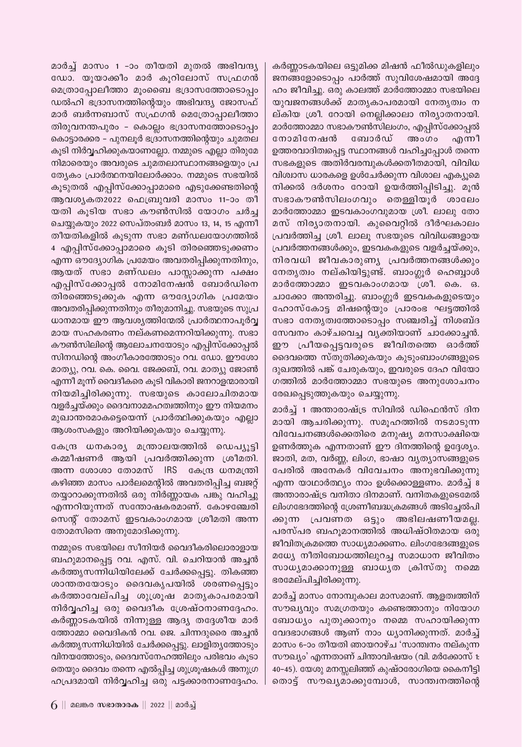മാർച്ച് മാസം 1 -ാം തീയതി മുതൽ അഭിവന്ദ്യ ഡോ. യൂയാക്കീം മാർ കൂറിലോസ് സഫ്രഗൻ മെത്രാപ്പോലീത്താ മുംബൈ ഭദ്രാസനത്തോടൊപ്പം ഡൽഹി ഭദ്രാസനത്തിന്റെയും അഭിവന്ദ്യ ജോസഫ് മാർ ബർന്നബാസ് സഫ്രഗൻ മെത്രാപ്പോലീത്താ തിരുവനന്തപുരം – കൊല്ലം ഭദ്രാസനത്തോടൊപ്പം കൊട്ടാരക്കര – പുനലൂർ ഭദ്രാസനത്തിന്റെയും ചുമതല കൂടി നിർവ്വഹിക്കുകയാണല്ലോ. നമ്മുടെ എല്ലാ തിരുമേനിമാരെയും അവരുടെ ചുമതലാസ്ഥാനങ്ങളെയും പ്രത്യേകം പ്രാർത്ഥനയിലോർക്കാം. നമ്മുടെ സഭയിൽ കൂടുതൽ എപ്പിസ്ക്കോപ്പാമാരെ എടുക്കേണ്ടതിന്റെ ആവശ്യകത2022 ഫെബ്രുവരി മാസം 11-ാം തീയതി കൂടിയ സഭാ കൗൺസിൽ യോഗം ചർച്ച ചെയ്യുകയും 2022 സെപ്തംബർ മാസം 13, 14, 15 എന്നീ തീയതികളിൽ കൂടുന്ന സഭാ മണ്ഡലയോഗത്തിൽ 4 എപ്പിസ്ക്കോപ്പാമാരെ കൂടി തിരഞ്ഞെടുക്കണം എന്ന ഔദ്യോഗിക പ്രമേയം അവതരിപ്പിക്കുന്നതിനും, ആയത് സഭാ മണ്ഡലം പാസ്സാക്കുന്ന പക്ഷം എപ്പിസ്ക്കോപ്പൽ നോമിനേഷൻ ബോർഡിനെ തിരഞ്ഞെടുക്കുക എന്ന ഔദ്യോഗിക പ്രമേയം അവതരിപ്പിക്കുന്നതിനും തീരുമാനിച്ചു. സഭയുടെ സുപ്രധാനമായ ഈ ആവശ്യത്തിന്മേൽ പ്രാർത്ഥനാപൂർവ്വമായ സഹകരണം നല്കണമെന്നറിയിക്കുന്നു. സഭാ കൗൺസിലിന്റെ ആലോചനയോടും എപ്പിസ്ക്കോപ്പൽ സിനഡിന്റെ അംഗീകാരത്തോടും റവ. ഡോ. ഈശോ മാത്യു, റവ. കെ. വൈ. ജേക്കബ്, റവ. മാത്യു ജോൺ എന്നീ മൂന്ന് വൈദീകരെ കൂടി വികാരി ജനറാളന്മാരായി നിയമിച്ചിരിക്കുന്നു. സഭയുടെ കാലോചിതമായ വളർച്ചയ്ക്കും ദൈവനാമമഹത്വത്തിനും ഈ നിയമനം മുഖാന്തരമാകട്ടെയെന്ന് പ്രാർത്ഥിക്കുകയും എല്ലാ ആശംസകളും അറിയിക്കുകയും ചെയ്യുന്നു.

കേന്ദ്ര ധനകാര്യ മന്ത്രാലയത്തിൽ ഡെപ്യൂട്ടി കമ്മീഷണർ ആയി പ്രവർത്തിക്കുന്ന ശ്രീമതി. അന്ന ശോശാ തോമസ് IRS കേന്ദ്ര ധനമന്ത്രി കഴിഞ്ഞ മാസം പാർലമെന്റിൽ അവതരിപ്പിച്ച ബജറ്റ് തയ്യാറാക്കുന്നതിൽ ഒരു നിർണ്ണായക പങ്കു വഹിച്ചു എന്നറിയുന്നത് സന്തോഷകരമാണ്. കോഴഞ്ചേരി സെന്റ് തോമസ് ഇടവകാംഗമായ ശ്രീമതി അന്ന തോമസിനെ അനുമോദിക്കുന്നു.

നമ്മുടെ സഭയിലെ സീനിയർ വൈദീകരിലൊരാളായ ബഹുമാനപ്പെട്ട റവ. എസ്. വി. ചെറിയാൻ അച്ചൻ കർത്തൃസന്നിധിയിലേക്ക് ചേർക്കപ്പെട്ടു. തികഞ്ഞ ശാന്തതയോടും ദൈവകൃപയിൽ ശരണപ്പെട്ടും കർത്താവേല്പിച്ച ശുശ്രൂഷ മാതൃകാപരമായി നിർവ്വഹിച്ച ഒരു വൈദീക ശ്രേഷ്ഠനാണദ്ദേഹം. കർണ്ണാടകയിൽ നിന്നുള്ള ആദ്യ തദ്ദേശീയ മാർത്തോമ്മാ വൈദികൻ റവ. ജെ. ചിന്നദുരൈ അച്ചൻ കർത്തൃസന്നിധിയിൽ ചേർക്കപ്പെട്ടു. ലാളിത്യത്തോടും വിനയത്തോടും, ദൈവസ്നേഹത്തിലും പരിഭവം കൂടാതെയും ദൈവം തന്നെ എൽപ്പിച്ച ശുശ്രൂഷകൾ അനുഗ്രഹപ്രദമായി നിർവ്വഹിച്ച ഒരു പട്ടക്കാരനാണദ്ദേഹം. കർണ്ണാടകയിലെ ഒട്ടുമിക്ക മിഷൻ ഫീൽഡുകളിലും ജനങ്ങളോടൊപ്പം പാർത്ത് സുവിശേഷമായി അദ്ദേഹം ജീവിച്ചു. ഒരു കാലത്ത് മാർത്തോമ്മാ സഭയിലെ യുവജനങ്ങൾക്ക് മാതൃകാപരമായി നേതൃത്വം നല്കിയ ശ്രീ. റോയി നെല്ലിക്കാലാ നിര്യാതനായി. മാർത്തോമ്മാ സഭാകൗൺസിലംഗം, എപ്പിസ്ക്കോപ്പൽ നോമിനേഷൻ ബോർഡ് അംഗം എന്നീ ഉത്തരവാദിത്വപ്പെട്ട സ്ഥാനങ്ങൾ വഹിച്ചപ്പോൾ തന്നെ സഭകളുടെ അതിർവരമ്പുകൾക്കതീതമായി, വിവിധ വിശ്വാസ ധാരകളെ ഉൾച്ചേർക്കുന്ന വിശാല എക്യുമെനിക്കൽ ദർശനം റോയി ഉയർത്തിപ്പിടിച്ചു. മുൻ സഭാകൗൺസിലംഗവും തെള്ളിയൂർ ശാലേം മാർത്തോമ്മാ ഇടവകാംഗവുമായ ശ്രീ. ലാലു തോമസ് നിര്യാതനായി. കുവൈറ്റിൽ ദീർഘകാലം പ്രവർത്തിച്ച ശ്രീ. ലാലു സഭയുടെ വിവിധങ്ങളായ പ്രവർത്തനങ്ങൾക്കും, ഇടവകകളുടെ വളർച്ചയ്ക്കും, നിരവധി ജീവകാരുണ്യ പ്രവർത്തനങ്ങൾക്കും നേതൃത്വം നല്കിയിട്ടുണ്ട്. ബാംഗ്ലൂർ ഹെബ്ബാൾ മാർത്തോമ്മാ ഇടവകാംഗമായ ശ്രീ. കെ. ഒ. ചാക്കോ അന്തരിച്ചു. ബാംഗ്ലൂർ ഇടവകകളുടെയും ഹോസ്കോട്ട മിഷന്റെയും പ്രാരംഭ ഘട്ടത്തിൽ സഭാ നേതൃത്വത്തോടൊപ്പം സഞ്ചരിച്ച് നിശബ്ദ സേവനം കാഴ്ചവെച്ച വ്യക്തിയാണ് ചാക്കോച്ചൻ. ഈ പ്രീയപ്പെട്ടവരുടെ ജീവിതത്തെ ഓർത്ത് ദൈവത്തെ സ്തുതിക്കുകയും കുടുംബാംഗങ്ങളുടെ ദുഖത്തിൽ പങ്ക് ചേരുകയും, ഇവരുടെ ദേഹ വിയോഗത്തിൽ മാർത്തോമ്മാ സഭയുടെ അനുശോചനം രേഖപ്പെടുത്തുകയും ചെയ്യുന്നു.

മാർച്ച് 1 അന്താരാഷ്ട്ര സിവിൽ ഡിഫെൻസ് ദിനമായി ആചരിക്കുന്നു. സമൂഹത്തിൽ നടമാടുന്ന വിവേചനങ്ങൾക്കെതിരെ മനുഷ്യ മനസാക്ഷിയെ ഉണർത്തുക എന്നതാണ് ഈ ദിനത്തിന്റെ ഉദ്ദേശ്യം. ജാതി, മത, വർണ്ണ, ലിംഗ, ഭാഷാ വ്യത്യാസങ്ങളുടെ പേരിൽ അനേകർ വിവേചനം അനുഭവിക്കുന്നു എന്ന യാഥാർത്ഥ്യം നാം ഉൾക്കൊള്ളണം. മാർച്ച് 8 അന്താരാഷ്ട്ര വനിതാ ദിനമാണ്. വനിതകളുടെമേൽ ലിംഗഭേദത്തിന്റെ ശ്രേണീബദ്ധക്രമങ്ങൾ അടിച്ചേൽപിക്കുന്ന പ്രവണത ഒട്ടും അഭിലഷണീയമല്ല. പരസ്പര ബഹുമാനത്തിൽ അധിഷ്ഠിതമായ ഒരു ജീവിതക്രമത്തെ സാധ്യമാക്കണം. ലിംഗഭേദങ്ങളുടെ മധ്യേ നീതിബോധത്തിലുറച്ച സമാധാന ജീവിതം സാധ്യമാക്കാനുള്ള ബാധ്യത ക്രിസ്തു നമ്മെ ഭരമേല്പിച്ചിരിക്കുന്നു.

മാർച്ച് മാസം നോമ്പുകാല മാസമാണ്. ആളത്വത്തിന് സൗഖ്യവും സമഗ്രതയും കണ്ടെത്താനും നിയോഗ ബോധ്യം പുതുക്കാനും നമ്മെ സഹായിക്കുന്ന വേദഭാഗങ്ങൾ ആണ് നാം ധ്യാനിക്കുന്നത്. മാർച്ച് മാസം 6-ാം തീയതി ഞായറാഴ്ച 'സാന്ത്വനം നല്കുന്ന സൗഖ്യം' എന്നതാണ് ചിന്താവിഷയം (വി. മർക്കോസ് 1: 40-45). യേശു മനസ്സലിഞ്ഞ് കുഷ്ഠരോഗിയെ കൈനീട്ടി തൊട്ട് സൗഖ്യമാക്കുമ്പോൾ, സാന്ത്വനത്തിന്റെ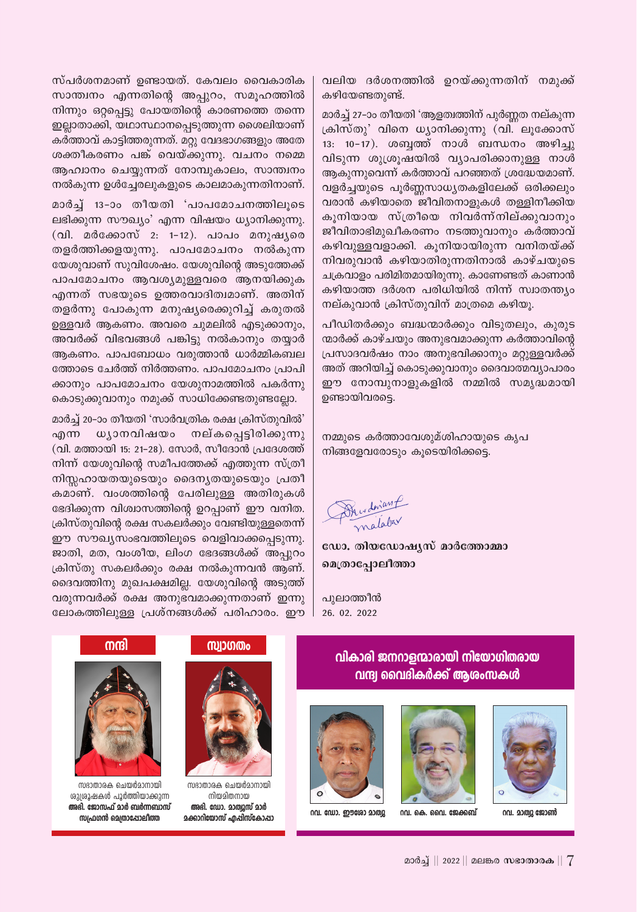സ്പർശനമാണ് ഉണ്ടായത്. കേവലം വൈകാരിക സാന്ത്വനം എന്നതിന്റെ അപ്പുറം, സമൂഹത്തിൽ നിന്നും ഒറ്റപ്പെട്ടു പോയതിന്റെ കാരണത്തെ തന്നെ ഇല്ലാതാക്കി, യഥാസ്ഥാനപ്പെടുത്തുന്ന ശൈലിയാണ് കർത്താവ് കാട്ടിത്തരുന്നത്. മറ്റു വേദഭാഗങ്ങളും അതേ ശക്തീകരണം പങ്ക് വെയ്ക്കുന്നു. വചനം നമ്മെ ആഹ്വാനം ചെയ്യുന്നത് നോമ്പുകാലം, സാന്ത്വനം നൽകുന്ന ഉൾച്ചേരലുകളുടെ കാലമാകുന്നതിനാണ്.

മാർച്ച് 13-ാം തീയതി 'പാപമോചനത്തിലൂടെ ലഭിക്കുന്ന സൗഖ്യം' എന്ന വിഷയം ധ്യാനിക്കുന്നു. (വി. മർക്കോസ് 2: 1-12). പാപം മനുഷ്യരെ തളർത്തിക്കളയുന്നു. പാപമോചനം നൽകുന്ന യേശുവാണ് സുവിശേഷം. യേശുവിന്റെ അടുത്തേക്ക് പാപമോചനം ആവശ്യമുള്ളവരെ ആനയിക്കുക എന്നത് സഭയുടെ ഉത്തരവാദിത്വമാണ്. അതിന് തളർന്നു പോകുന്ന മനുഷ്യരെക്കുറിച്ച് കരുതൽ ഉള്ളവർ ആകണം. അവരെ ചുമലിൽ എടുക്കാനും, അവർക്ക് വിഭവങ്ങൾ പങ്കിട്ടു നൽകാനും തയ്യാർ ആകണം. പാപബോധം വരുത്താൻ ധാർമ്മികബലത്തോടെ ചേർത്ത് നിർത്തണം. പാപമോചനം പ്രാപിക്കാനും പാപമോചനം യേശുനാമത്തിൽ പകർന്നു കൊടുക്കുവാനും നമുക്ക് സാധിക്കേണ്ടതുണ്ടല്ലോ.

മാർച്ച് 20-ാം തീയതി 'സാർവത്രിക രക്ഷ ക്രിസ്തുവിൽ' എന്ന ധ്യാനവിഷയം നല്കപ്പെട്ടിരിക്കുന്നു (വി. മത്തായി 15: 21-28). സോർ, സീദോൻ പ്രദേശത്ത് നിന്ന് യേശുവിന്റെ സമീപത്തേക്ക് എത്തുന്ന സ്ത്രീ നിസ്സഹായതയുടെയും ദൈന്യതയുടെയും പ്രതീകമാണ്. വംശത്തിന്റെ പേരിലുള്ള അതിരുകൾ ഭേദിക്കുന്ന വിശ്വാസത്തിന്റെ ഉറപ്പാണ് ഈ വനിത. ക്രിസ്തുവിന്റെ രക്ഷ സകലർക്കും വേണ്ടിയുള്ളതെന്ന് ഈ സൗഖ്യസംഭവത്തിലൂടെ വെളിവാക്കപ്പെടുന്നു. ജാതി, മത, വംശീയ, ലിംഗ ഭേദങ്ങൾക്ക് അപ്പുറം ക്രിസ്തു സകലർക്കും രക്ഷ നൽകുന്നവൻ ആണ്. ദൈവത്തിനു മുഖപക്ഷമില്ല. യേശുവിന്റെ അടുത്ത് വരുന്നവർക്ക് രക്ഷ അനുഭവമാക്കുന്നതാണ് ഇന്നു ലോകത്തിലുള്ള പ്രശ്നങ്ങൾക്ക് പരിഹാരം. ഈ വലിയ ദർശനത്തിൽ ഉറയ്ക്കുന്നതിന് നമുക്ക് കഴിയേണ്ടതുണ്ട്.

മാർച്ച് 27-ാം തീയതി 'ആളത്വത്തിന് പൂർണ്ണത നല്കുന്ന ക്രിസ്തു' വിനെ ധ്യാനിക്കുന്നു (വി. ലൂക്കോസ് 13: 10-17). ശബ്ബത്ത് നാൾ ബന്ധനം അഴിച്ചു വിടുന്ന ശുശ്രൂഷയിൽ വ്യാപരിക്കാനുള്ള നാൾ ആകുന്നുവെന്ന് കർത്താവ് പറഞ്ഞത് ശ്രദ്ധേയമാണ്. വളർച്ചയുടെ പൂർണ്ണസാധ്യതകളിലേക്ക് ഒരിക്കലും വരാൻ കഴിയാതെ ജീവിതനാളുകൾ തള്ളിനീക്കിയ കൂനിയായ സ്ത്രീയെ നിവർന്ന്നില്ക്കുവാനും ജീവിതാഭിമുഖീകരണം നടത്തുവാനും കർത്താവ് കഴിവുള്ളവളാക്കി. കൂനിയായിരുന്ന വനിതയ്ക്ക് നിവരുവാൻ കഴിയാതിരുന്നതിനാൽ കാഴ്ചയുടെ ചക്രവാളം പരിമിതമായിരുന്നു. കാണേണ്ടത് കാണാൻ കഴിയാത്ത ദർശന പരിധിയിൽ നിന്ന് സ്വാതന്ത്ര്യം നല്കുവാൻ ക്രിസ്തുവിന് മാത്രമെ കഴിയൂ.

പീഡിതർക്കും ബദ്ധന്മാർക്കും വിടുതലും, കുരുടന്മാർക്ക് കാഴ്ചയും അനുഭവമാക്കുന്ന കർത്താവിന്റെ പ്രസാദവർഷം നാം അനുഭവിക്കാനും മറ്റുള്ളവർക്ക് അത് അറിയിച്ച് കൊടുക്കുവാനും ദൈവാത്മവ്യാപാരം ഈ നോമ്പുനാളുകളിൽ നമ്മിൽ സമൃദ്ധമായി ഉണ്ടായിവരട്ടെ.

നമ്മുടെ കർത്താവേശുമ്ശിഹായുടെ കൃപ നിങ്ങളേവരോടും കൂടെയിരിക്കട്ടെ.

Theodosius Malabar

**ഡോ. തിയഡോഷ്യസ് മാർത്തോമ്മാ**
**മെത്രാപ്പോലീത്താ**

പുലാത്തീൻ
26. 02. 2022

## നന്ദി

സഭാതാരക ചെയർമാനായി ശുശ്രൂഷകൾ പൂർത്തിയാക്കുന്ന
**അഭി. ജോസഫ് മാർ ബർന്നബാസ് സഫ്രഗൻ മെത്രാപ്പോലീത്ത**

## സ്വാഗതം

സഭാതാരക ചെയർമാനായി നിയമിതനായ
**അഭി. ഡോ. മാത്യൂസ് മാർ മക്കാറിയോസ് എപ്പിസ്കോപ്പാ**

## വികാരി ജനറാളന്മാരായി നിയോഗിതരായ വന്ദ്യ വൈദികർക്ക് ആശംസകൾ

റവ. ഡോ. ഈശോ മാത്യു

റവ. കെ. വൈ. ജേക്കബ്

റവ. മാത്യു ജോൺ